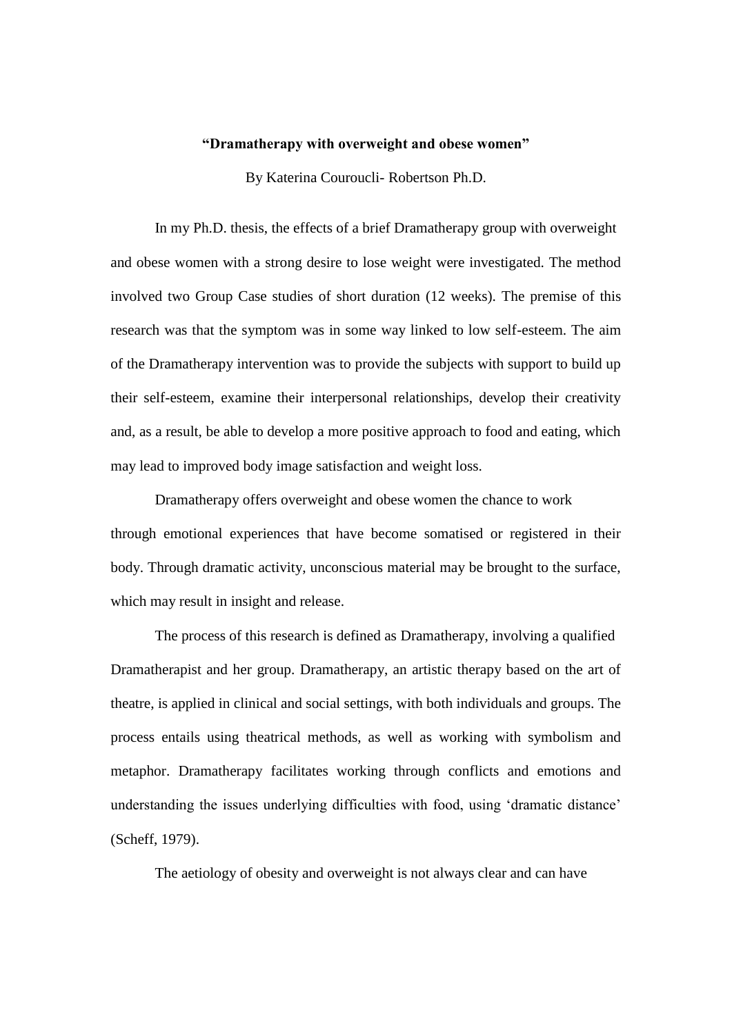**“Dramatherapy with overweight and obese women”**

By Katerina Couroucli- Robertson Ph.D.

In my Ph.D. thesis, the effects of a brief Dramatherapy group with overweight and obese women with a strong desire to lose weight were investigated. The method involved two Group Case studies of short duration (12 weeks). The premise of this research was that the symptom was in some way linked to low self-esteem. The aim of the Dramatherapy intervention was to provide the subjects with support to build up their self-esteem, examine their interpersonal relationships, develop their creativity and, as a result, be able to develop a more positive approach to food and eating, which may lead to improved body image satisfaction and weight loss.

Dramatherapy offers overweight and obese women the chance to work through emotional experiences that have become somatised or registered in their body. Through dramatic activity, unconscious material may be brought to the surface, which may result in insight and release.

The process of this research is defined as Dramatherapy, involving a qualified Dramatherapist and her group. Dramatherapy, an artistic therapy based on the art of theatre, is applied in clinical and social settings, with both individuals and groups. The process entails using theatrical methods, as well as working with symbolism and metaphor. Dramatherapy facilitates working through conflicts and emotions and understanding the issues underlying difficulties with food, using ‘dramatic distance’ (Scheff, 1979).

The aetiology of obesity and overweight is not always clear and can have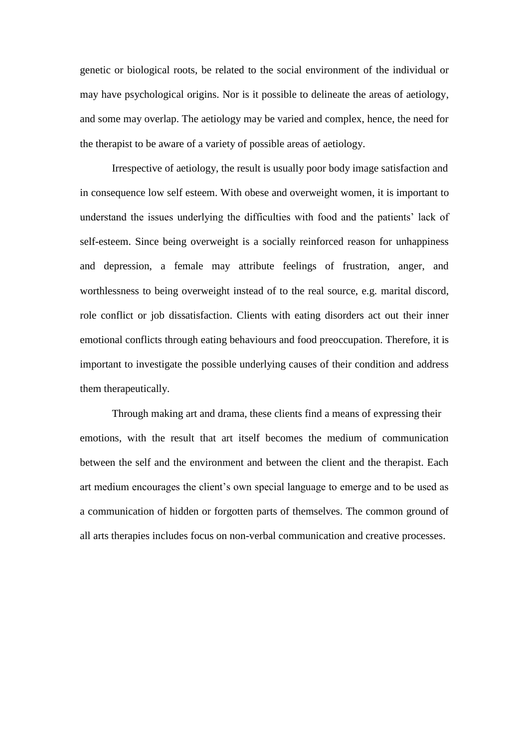genetic or biological roots, be related to the social environment of the individual or may have psychological origins. Nor is it possible to delineate the areas of aetiology, and some may overlap. The aetiology may be varied and complex, hence, the need for the therapist to be aware of a variety of possible areas of aetiology.

Irrespective of aetiology, the result is usually poor body image satisfaction and in consequence low self esteem. With obese and overweight women, it is important to understand the issues underlying the difficulties with food and the patients' lack of self-esteem. Since being overweight is a socially reinforced reason for unhappiness and depression, a female may attribute feelings of frustration, anger, and worthlessness to being overweight instead of to the real source, e.g. marital discord, role conflict or job dissatisfaction. Clients with eating disorders act out their inner emotional conflicts through eating behaviours and food preoccupation. Therefore, it is important to investigate the possible underlying causes of their condition and address them therapeutically.

Through making art and drama, these clients find a means of expressing their emotions, with the result that art itself becomes the medium of communication between the self and the environment and between the client and the therapist. Each art medium encourages the client's own special language to emerge and to be used as a communication of hidden or forgotten parts of themselves. The common ground of all arts therapies includes focus on non-verbal communication and creative processes.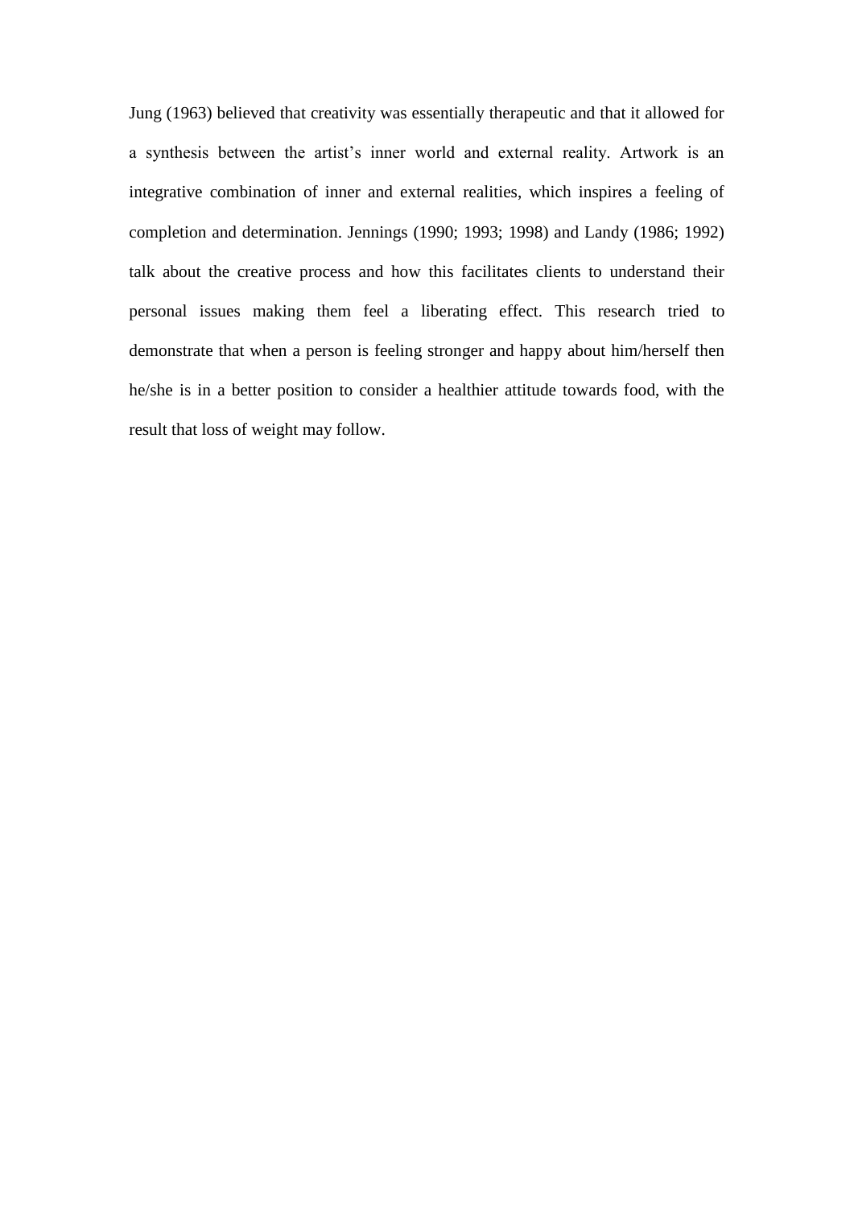Jung (1963) believed that creativity was essentially therapeutic and that it allowed for a synthesis between the artist's inner world and external reality. Artwork is an integrative combination of inner and external realities, which inspires a feeling of completion and determination. Jennings (1990; 1993; 1998) and Landy (1986; 1992) talk about the creative process and how this facilitates clients to understand their personal issues making them feel a liberating effect. This research tried to demonstrate that when a person is feeling stronger and happy about him/herself then he/she is in a better position to consider a healthier attitude towards food, with the result that loss of weight may follow.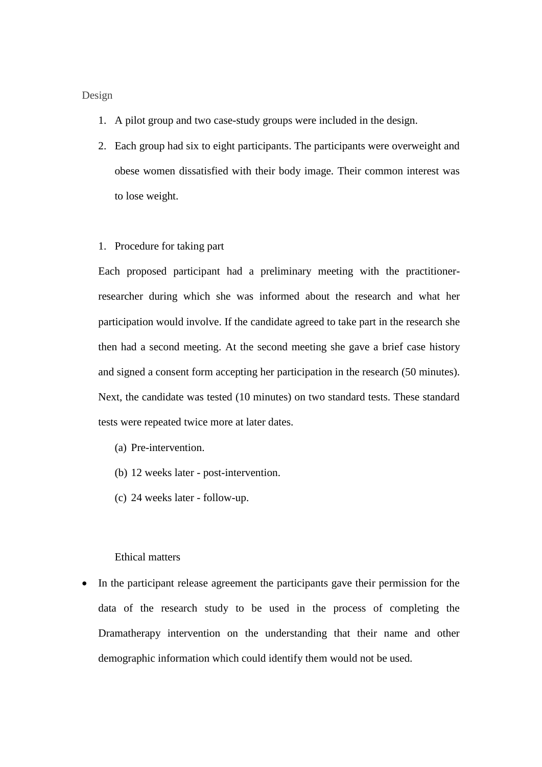Design

1. A pilot group and two case-study groups were included in the design.
2. Each group had six to eight participants. The participants were overweight and obese women dissatisfied with their body image. Their common interest was to lose weight.

1. Procedure for taking part

Each proposed participant had a preliminary meeting with the practitioner-researcher during which she was informed about the research and what her participation would involve. If the candidate agreed to take part in the research she then had a second meeting. At the second meeting she gave a brief case history and signed a consent form accepting her participation in the research (50 minutes). Next, the candidate was tested (10 minutes) on two standard tests. These standard tests were repeated twice more at later dates.

(a) Pre-intervention.
(b) 12 weeks later - post-intervention.
(c) 24 weeks later - follow-up.

Ethical matters

- In the participant release agreement the participants gave their permission for the data of the research study to be used in the process of completing the Dramatherapy intervention on the understanding that their name and other demographic information which could identify them would not be used.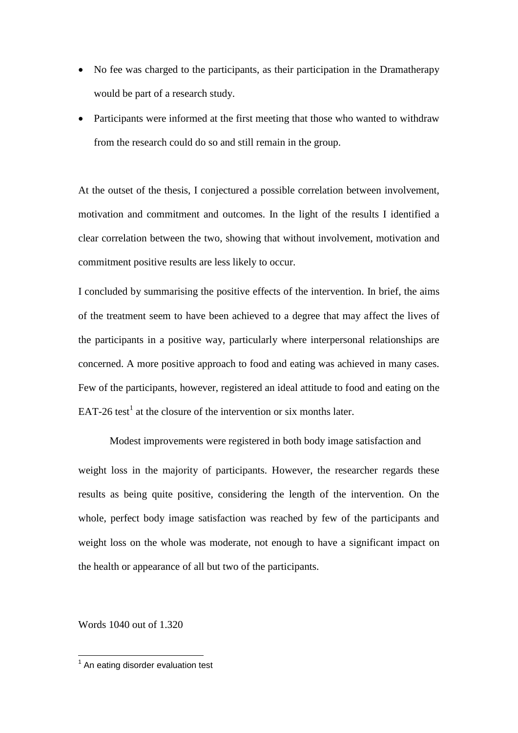- No fee was charged to the participants, as their participation in the Dramatherapy would be part of a research study.
- Participants were informed at the first meeting that those who wanted to withdraw from the research could do so and still remain in the group.

At the outset of the thesis, I conjectured a possible correlation between involvement, motivation and commitment and outcomes. In the light of the results I identified a clear correlation between the two, showing that without involvement, motivation and commitment positive results are less likely to occur.

I concluded by summarising the positive effects of the intervention. In brief, the aims of the treatment seem to have been achieved to a degree that may affect the lives of the participants in a positive way, particularly where interpersonal relationships are concerned. A more positive approach to food and eating was achieved in many cases. Few of the participants, however, registered an ideal attitude to food and eating on the EAT-26 test[1] at the closure of the intervention or six months later.

Modest improvements were registered in both body image satisfaction and weight loss in the majority of participants. However, the researcher regards these results as being quite positive, considering the length of the intervention. On the whole, perfect body image satisfaction was reached by few of the participants and weight loss on the whole was moderate, not enough to have a significant impact on the health or appearance of all but two of the participants.

Words 1040 out of 1.320

[1] An eating disorder evaluation test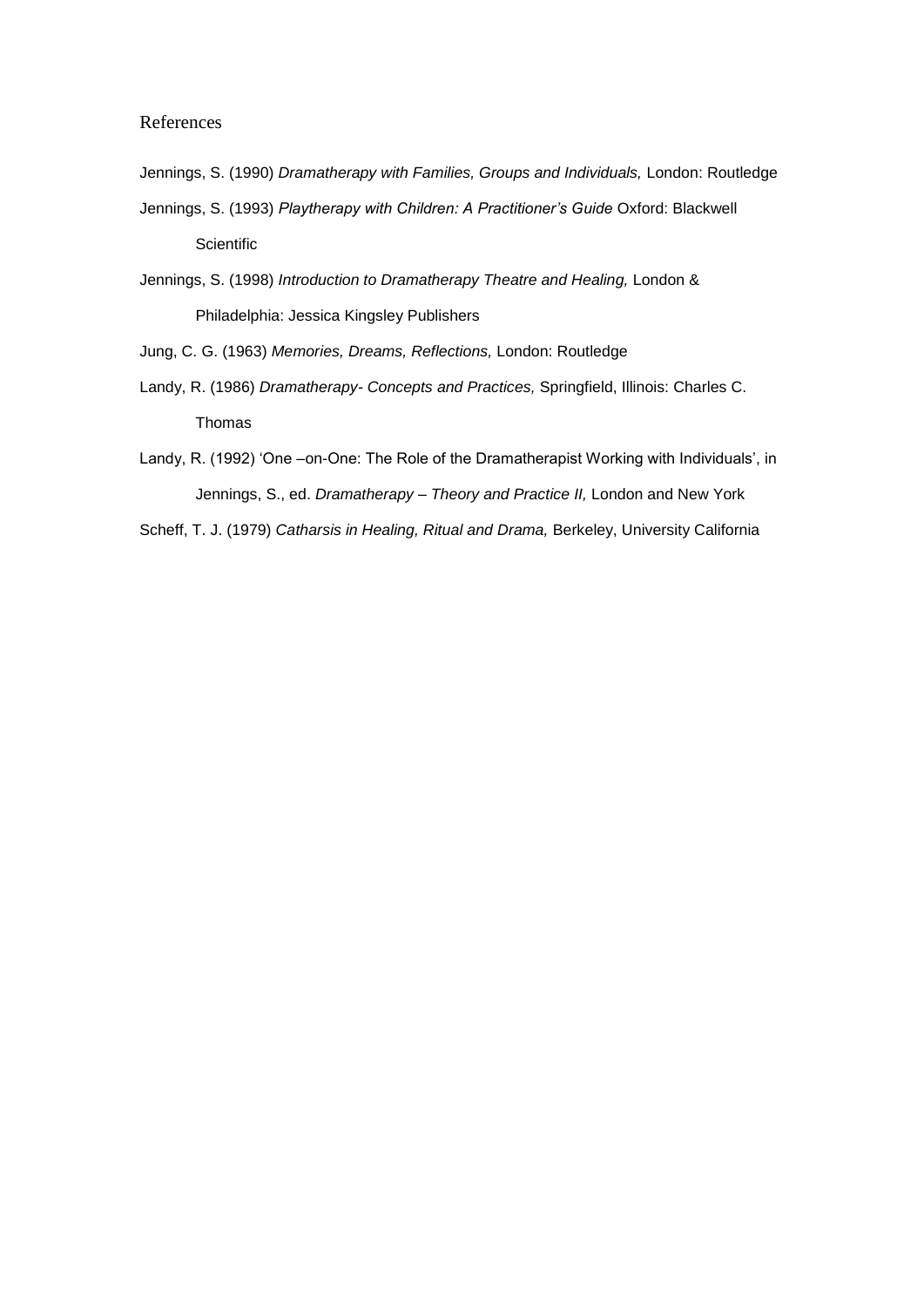## References

Jennings, S. (1990) *Dramatherapy with Families, Groups and Individuals,* London: Routledge

Jennings, S. (1993) *Playtherapy with Children: A Practitioner's Guide* Oxford: Blackwell Scientific

Jennings, S. (1998) *Introduction to Dramatherapy Theatre and Healing,* London & Philadelphia: Jessica Kingsley Publishers

Jung, C. G. (1963) *Memories, Dreams, Reflections,* London: Routledge

Landy, R. (1986) *Dramatherapy- Concepts and Practices,* Springfield, Illinois: Charles C. Thomas

Landy, R. (1992) 'One –on-One: The Role of the Dramatherapist Working with Individuals', in Jennings, S., ed. *Dramatherapy – Theory and Practice II,* London and New York

Scheff, T. J. (1979) *Catharsis in Healing, Ritual and Drama,* Berkeley, University California